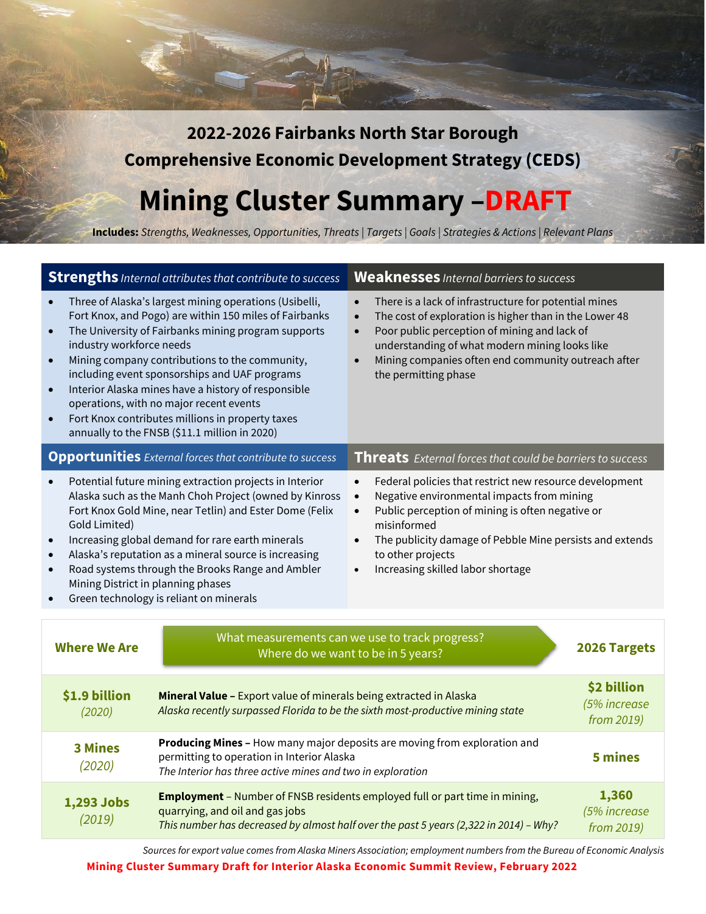## 2022-2026 Fairbanks North Star Borough Comprehensive Economic Development Strategy (CEDS)

# Mining Cluster Summary –DRAFT

**Includes:** *Strengths, Weaknesses, Opportunities, Threats* | *Targets* | *Goals* | *Strategies & Actions* | *Relevant Plans*

### Strengths *Internal attributes that contribute to success*

- Three of Alaska's largest mining operations (Usibelli, Fort Knox, and Pogo) are within 150 miles of Fairbanks
- The University of Fairbanks mining program supports industry workforce needs
- Mining company contributions to the community, including event sponsorships and UAF programs
- Interior Alaska mines have a history of responsible operations, with no major recent events
- Fort Knox contributes millions in property taxes annually to the FNSB ($11.1 million in 2020)

### Weaknesses *Internal barriers to success*

- There is a lack of infrastructure for potential mines
- The cost of exploration is higher than in the Lower 48
- Poor public perception of mining and lack of understanding of what modern mining looks like
- Mining companies often end community outreach after the permitting phase

### Opportunities *External forces that contribute to success*

- Potential future mining extraction projects in Interior Alaska such as the Manh Choh Project (owned by Kinross Fort Knox Gold Mine, near Tetlin) and Ester Dome (Felix Gold Limited)
- Increasing global demand for rare earth minerals
- Alaska's reputation as a mineral source is increasing
- Road systems through the Brooks Range and Ambler Mining District in planning phases
- Green technology is reliant on minerals

### Threats *External forces that could be barriers to success*

- Federal policies that restrict new resource development
- Negative environmental impacts from mining
- Public perception of mining is often negative or misinformed
- The publicity damage of Pebble Mine persists and extends to other projects
- Increasing skilled labor shortage

| Where We Are | What measurements can we use to track progress? Where do we want to be in 5 years? | 2026 Targets |
|---|---|---|
| **$1.9 billion** *(2020)* | **Mineral Value –** Export value of minerals being extracted in Alaska *Alaska recently surpassed Florida to be the sixth most-productive mining state* | **$2 billion** *(5% increase from 2019)* |
| **3 Mines** *(2020)* | **Producing Mines –** How many major deposits are moving from exploration and permitting to operation in Interior Alaska *The Interior has three active mines and two in exploration* | **5 mines** |
| **1,293 Jobs** *(2019)* | **Employment** – Number of FNSB residents employed full or part time in mining, quarrying, and oil and gas jobs *This number has decreased by almost half over the past 5 years (2,322 in 2014) – Why?* | **1,360** *(5% increase from 2019)* |

*Sources for export value comes from Alaska Miners Association; employment numbers from the Bureau of Economic Analysis*

**Mining Cluster Summary Draft for Interior Alaska Economic Summit Review, February 2022**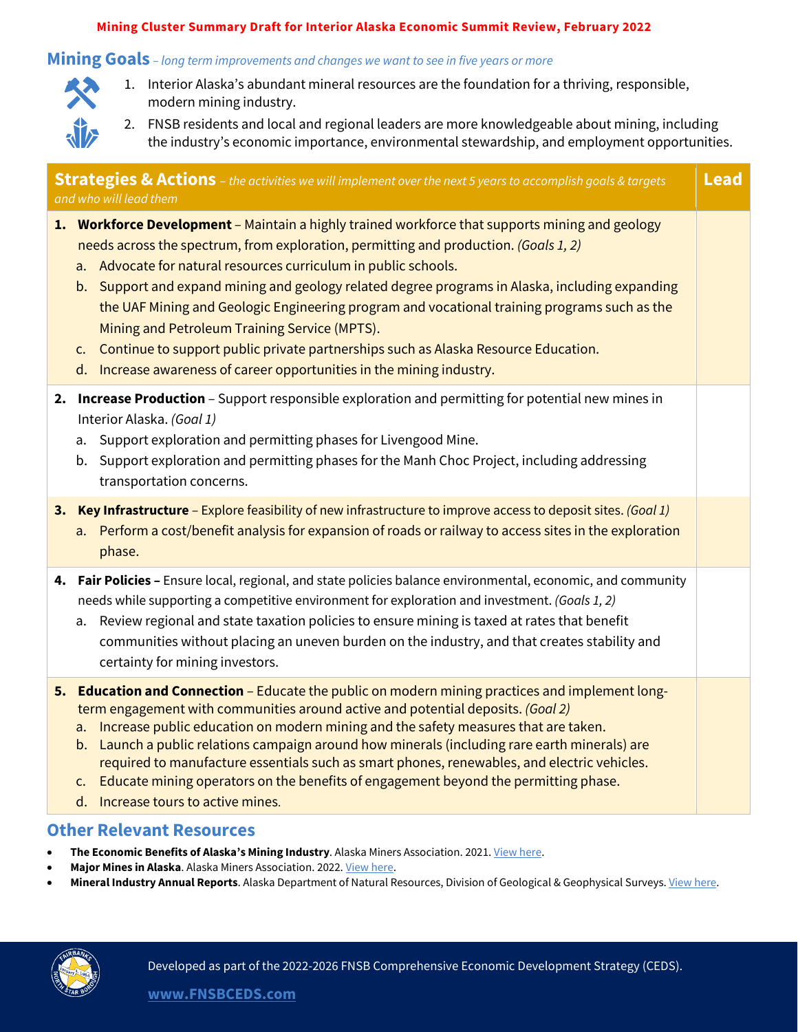**Mining Cluster Summary Draft for Interior Alaska Economic Summit Review, February 2022**

## Mining Goals – *long term improvements and changes we want to see in five years or more*

1. Interior Alaska's abundant mineral resources are the foundation for a thriving, responsible, modern mining industry.
2. FNSB residents and local and regional leaders are more knowledgeable about mining, including the industry's economic importance, environmental stewardship, and employment opportunities.

| **Strategies & Actions** – *the activities we will implement over the next 5 years to accomplish goals & targets and who will lead them* | **Lead** |
|---|---|
| **1. Workforce Development** – Maintain a highly trained workforce that supports mining and geology needs across the spectrum, from exploration, permitting and production. *(Goals 1, 2)*<br>a. Advocate for natural resources curriculum in public schools.<br>b. Support and expand mining and geology related degree programs in Alaska, including expanding the UAF Mining and Geologic Engineering program and vocational training programs such as the Mining and Petroleum Training Service (MPTS).<br>c. Continue to support public private partnerships such as Alaska Resource Education.<br>d. Increase awareness of career opportunities in the mining industry. | |
| **2. Increase Production** – Support responsible exploration and permitting for potential new mines in Interior Alaska. *(Goal 1)*<br>a. Support exploration and permitting phases for Livengood Mine.<br>b. Support exploration and permitting phases for the Manh Choc Project, including addressing transportation concerns. | |
| **3. Key Infrastructure** – Explore feasibility of new infrastructure to improve access to deposit sites. *(Goal 1)*<br>a. Perform a cost/benefit analysis for expansion of roads or railway to access sites in the exploration phase. | |
| **4. Fair Policies –** Ensure local, regional, and state policies balance environmental, economic, and community needs while supporting a competitive environment for exploration and investment. *(Goals 1, 2)*<br>a. Review regional and state taxation policies to ensure mining is taxed at rates that benefit communities without placing an uneven burden on the industry, and that creates stability and certainty for mining investors. | |
| **5. Education and Connection** – Educate the public on modern mining practices and implement long-term engagement with communities around active and potential deposits. *(Goal 2)*<br>a. Increase public education on modern mining and the safety measures that are taken.<br>b. Launch a public relations campaign around how minerals (including rare earth minerals) are required to manufacture essentials such as smart phones, renewables, and electric vehicles.<br>c. Educate mining operators on the benefits of engagement beyond the permitting phase.<br>d. Increase tours to active mines. | |

## Other Relevant Resources

- **The Economic Benefits of Alaska's Mining Industry**. Alaska Miners Association. 2021. View here.
- **Major Mines in Alaska**. Alaska Miners Association. 2022. View here.
- **Mineral Industry Annual Reports**. Alaska Department of Natural Resources, Division of Geological & Geophysical Surveys. View here.

Developed as part of the 2022-2026 FNSB Comprehensive Economic Development Strategy (CEDS).

**www.FNSBCEDS.com**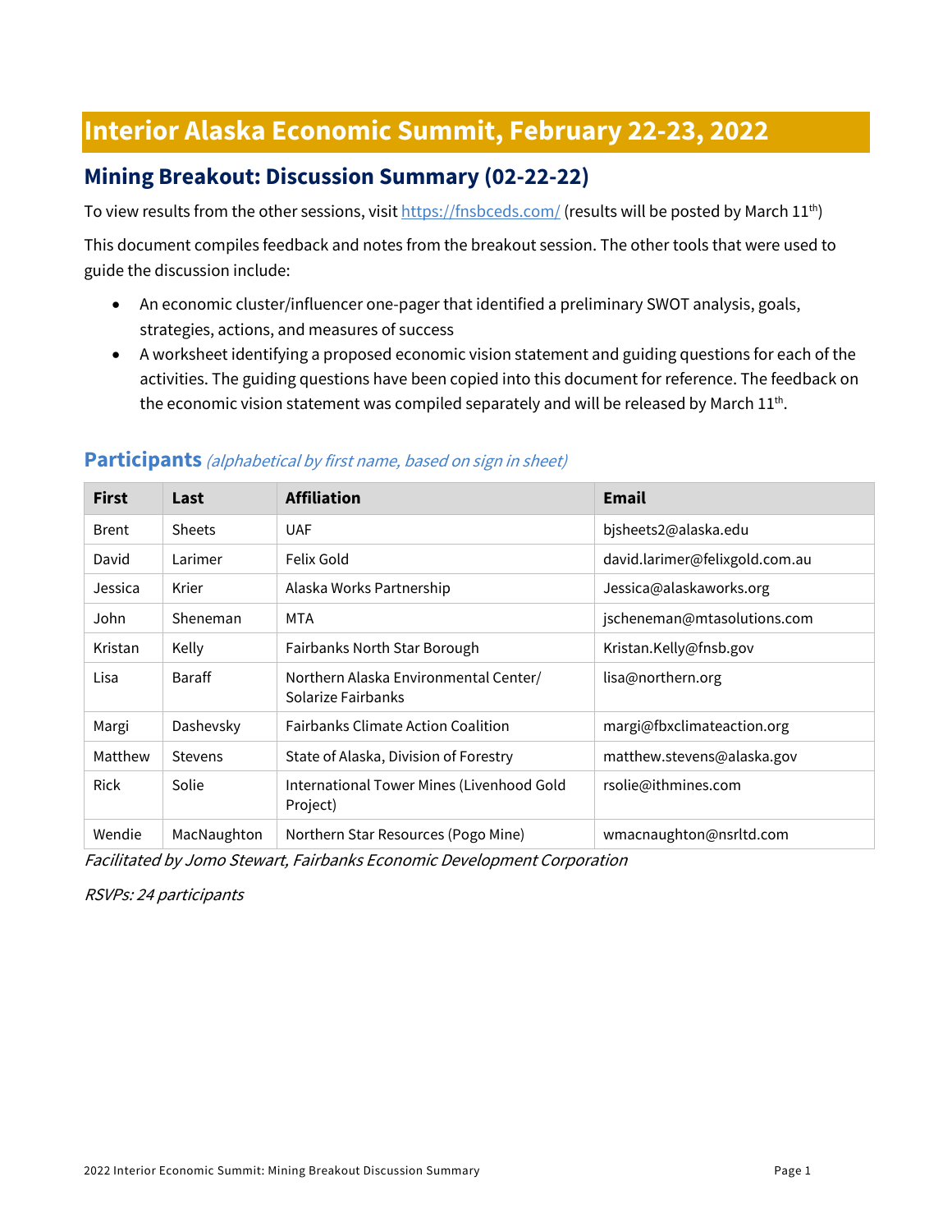# Interior Alaska Economic Summit, February 22-23, 2022

## Mining Breakout: Discussion Summary (02-22-22)

To view results from the other sessions, visit https://fnsbceds.com/ (results will be posted by March 11th)

This document compiles feedback and notes from the breakout session. The other tools that were used to guide the discussion include:

- An economic cluster/influencer one-pager that identified a preliminary SWOT analysis, goals, strategies, actions, and measures of success
- A worksheet identifying a proposed economic vision statement and guiding questions for each of the activities. The guiding questions have been copied into this document for reference. The feedback on the economic vision statement was compiled separately and will be released by March 11th.

### Participants *(alphabetical by first name, based on sign in sheet)*

| First | Last | Affiliation | Email |
|---|---|---|---|
| Brent | Sheets | UAF | bjsheets2@alaska.edu |
| David | Larimer | Felix Gold | david.larimer@felixgold.com.au |
| Jessica | Krier | Alaska Works Partnership | Jessica@alaskaworks.org |
| John | Sheneman | MTA | jscheneman@mtasolutions.com |
| Kristan | Kelly | Fairbanks North Star Borough | Kristan.Kelly@fnsb.gov |
| Lisa | Baraff | Northern Alaska Environmental Center/ Solarize Fairbanks | lisa@northern.org |
| Margi | Dashevsky | Fairbanks Climate Action Coalition | margi@fbxclimateaction.org |
| Matthew | Stevens | State of Alaska, Division of Forestry | matthew.stevens@alaska.gov |
| Rick | Solie | International Tower Mines (Livenhood Gold Project) | rsolie@ithmines.com |
| Wendie | MacNaughton | Northern Star Resources (Pogo Mine) | wmacnaughton@nsrltd.com |

*Facilitated by Jomo Stewart, Fairbanks Economic Development Corporation*

*RSVPs: 24 participants*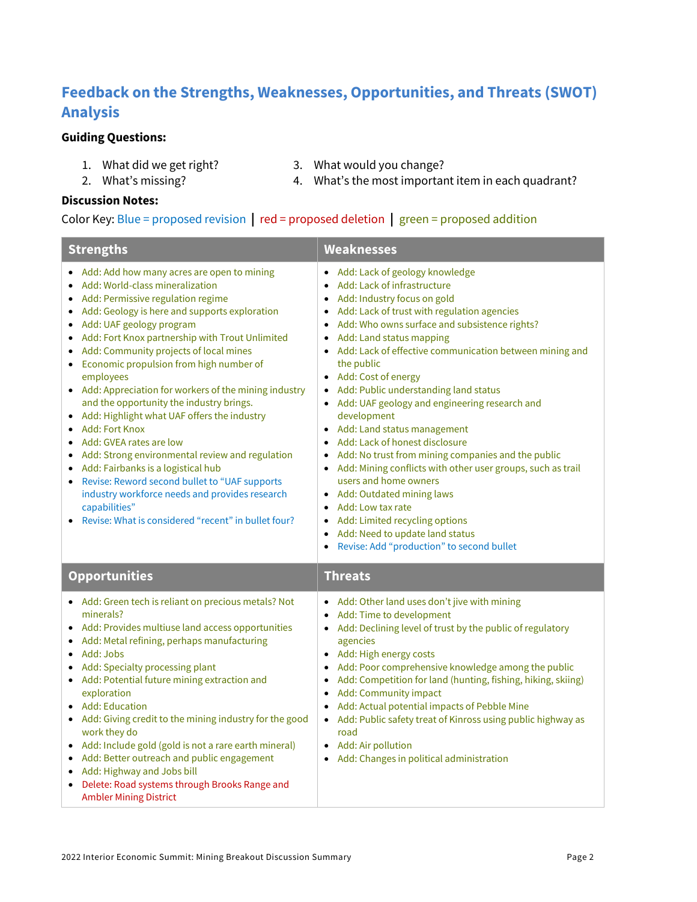## Feedback on the Strengths, Weaknesses, Opportunities, and Threats (SWOT) Analysis

**Guiding Questions:**

1. What did we get right?
2. What's missing?
3. What would you change?
4. What's the most important item in each quadrant?

**Discussion Notes:**

Color Key: Blue = proposed revision | red = proposed deletion | green = proposed addition

| Strengths | Weaknesses |
|---|---|
| • Add: Add how many acres are open to mining<br>• Add: World-class mineralization<br>• Add: Permissive regulation regime<br>• Add: Geology is here and supports exploration<br>• Add: UAF geology program<br>• Add: Fort Knox partnership with Trout Unlimited<br>• Add: Community projects of local mines<br>• Economic propulsion from high number of employees<br>• Add: Appreciation for workers of the mining industry and the opportunity the industry brings.<br>• Add: Highlight what UAF offers the industry<br>• Add: Fort Knox<br>• Add: GVEA rates are low<br>• Add: Strong environmental review and regulation<br>• Add: Fairbanks is a logistical hub<br>• Revise: Reword second bullet to "UAF supports industry workforce needs and provides research capabilities"<br>• Revise: What is considered "recent" in bullet four? | • Add: Lack of geology knowledge<br>• Add: Lack of infrastructure<br>• Add: Industry focus on gold<br>• Add: Lack of trust with regulation agencies<br>• Add: Who owns surface and subsistence rights?<br>• Add: Land status mapping<br>• Add: Lack of effective communication between mining and the public<br>• Add: Cost of energy<br>• Add: Public understanding land status<br>• Add: UAF geology and engineering research and development<br>• Add: Land status management<br>• Add: Lack of honest disclosure<br>• Add: No trust from mining companies and the public<br>• Add: Mining conflicts with other user groups, such as trail users and home owners<br>• Add: Outdated mining laws<br>• Add: Low tax rate<br>• Add: Limited recycling options<br>• Add: Need to update land status<br>• Revise: Add "production" to second bullet |
| **Opportunities** | **Threats** |
| • Add: Green tech is reliant on precious metals? Not minerals?<br>• Add: Provides multiuse land access opportunities<br>• Add: Metal refining, perhaps manufacturing<br>• Add: Jobs<br>• Add: Specialty processing plant<br>• Add: Potential future mining extraction and exploration<br>• Add: Education<br>• Add: Giving credit to the mining industry for the good work they do<br>• Add: Include gold (gold is not a rare earth mineral)<br>• Add: Better outreach and public engagement<br>• Add: Highway and Jobs bill<br>• Delete: Road systems through Brooks Range and Ambler Mining District | • Add: Other land uses don't jive with mining<br>• Add: Time to development<br>• Add: Declining level of trust by the public of regulatory agencies<br>• Add: High energy costs<br>• Add: Poor comprehensive knowledge among the public<br>• Add: Competition for land (hunting, fishing, hiking, skiing)<br>• Add: Community impact<br>• Add: Actual potential impacts of Pebble Mine<br>• Add: Public safety treat of Kinross using public highway as road<br>• Add: Air pollution<br>• Add: Changes in political administration |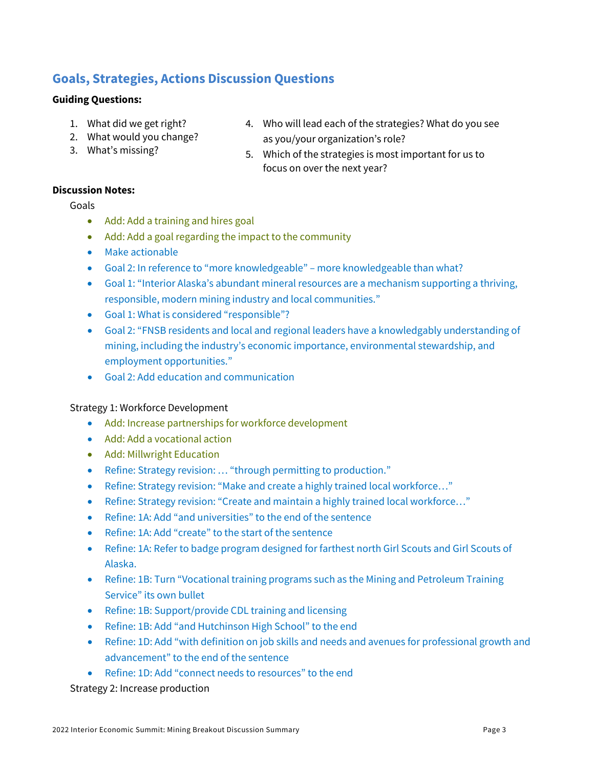## Goals, Strategies, Actions Discussion Questions

**Guiding Questions:**

1. What did we get right?
2. What would you change?
3. What's missing?
4. Who will lead each of the strategies? What do you see as you/your organization's role?
5. Which of the strategies is most important for us to focus on over the next year?

**Discussion Notes:**

Goals

- Add: Add a training and hires goal
- Add: Add a goal regarding the impact to the community
- Make actionable
- Goal 2: In reference to "more knowledgeable" – more knowledgeable than what?
- Goal 1: "Interior Alaska's abundant mineral resources are a mechanism supporting a thriving, responsible, modern mining industry and local communities."
- Goal 1: What is considered "responsible"?
- Goal 2: "FNSB residents and local and regional leaders have a knowledgably understanding of mining, including the industry's economic importance, environmental stewardship, and employment opportunities."
- Goal 2: Add education and communication

Strategy 1: Workforce Development

- Add: Increase partnerships for workforce development
- Add: Add a vocational action
- Add: Millwright Education
- Refine: Strategy revision: … "through permitting to production."
- Refine: Strategy revision: "Make and create a highly trained local workforce…"
- Refine: Strategy revision: "Create and maintain a highly trained local workforce…"
- Refine: 1A: Add "and universities" to the end of the sentence
- Refine: 1A: Add "create" to the start of the sentence
- Refine: 1A: Refer to badge program designed for farthest north Girl Scouts and Girl Scouts of Alaska.
- Refine: 1B: Turn "Vocational training programs such as the Mining and Petroleum Training Service" its own bullet
- Refine: 1B: Support/provide CDL training and licensing
- Refine: 1B: Add "and Hutchinson High School" to the end
- Refine: 1D: Add "with definition on job skills and needs and avenues for professional growth and advancement" to the end of the sentence
- Refine: 1D: Add "connect needs to resources" to the end

Strategy 2: Increase production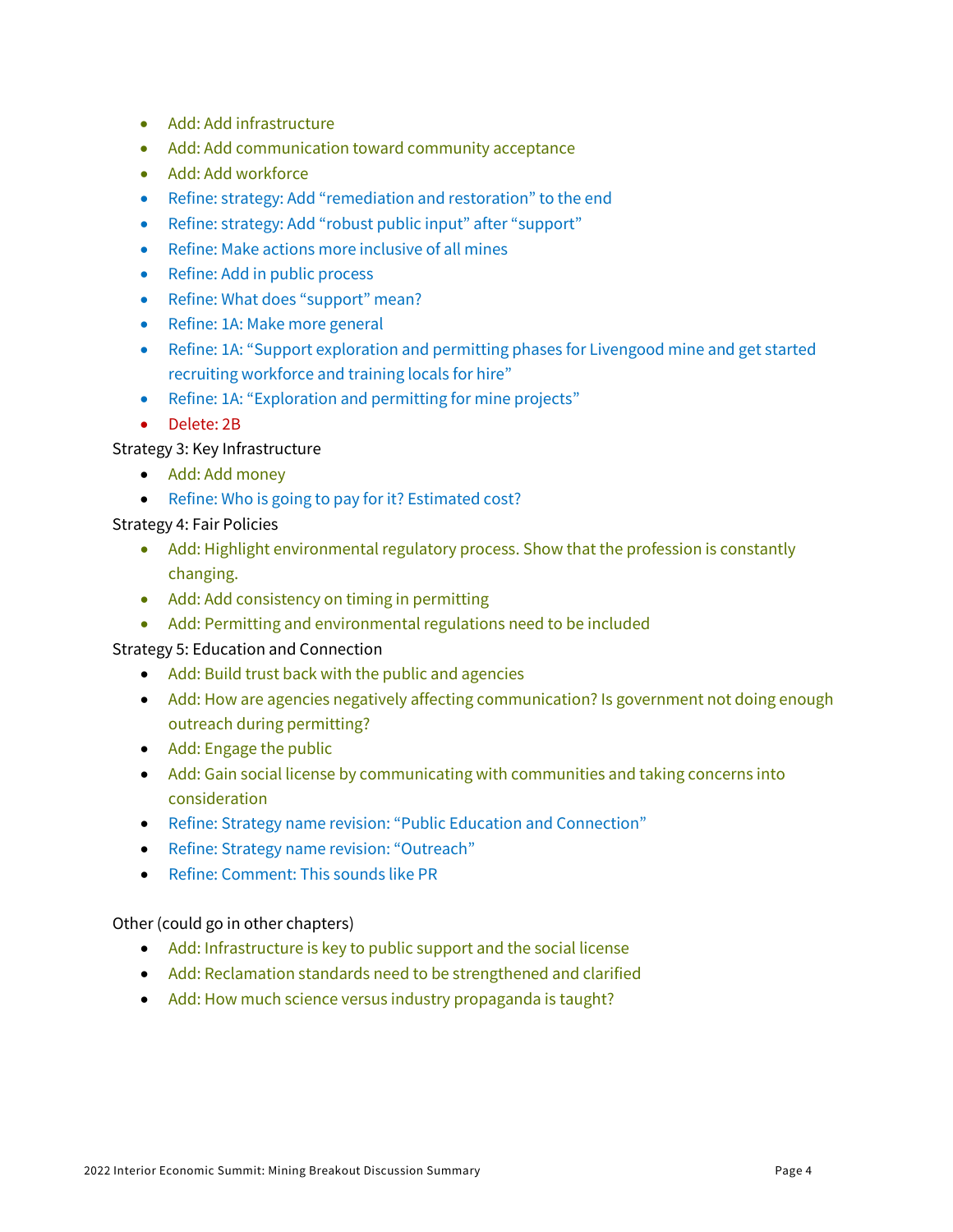- Add: Add infrastructure
- Add: Add communication toward community acceptance
- Add: Add workforce
- Refine: strategy: Add “remediation and restoration” to the end
- Refine: strategy: Add “robust public input” after “support”
- Refine: Make actions more inclusive of all mines
- Refine: Add in public process
- Refine: What does “support” mean?
- Refine: 1A: Make more general
- Refine: 1A: “Support exploration and permitting phases for Livengood mine and get started recruiting workforce and training locals for hire”
- Refine: 1A: “Exploration and permitting for mine projects”
- Delete: 2B

Strategy 3: Key Infrastructure

- Add: Add money
- Refine: Who is going to pay for it? Estimated cost?

Strategy 4: Fair Policies

- Add: Highlight environmental regulatory process. Show that the profession is constantly changing.
- Add: Add consistency on timing in permitting
- Add: Permitting and environmental regulations need to be included

Strategy 5: Education and Connection

- Add: Build trust back with the public and agencies
- Add: How are agencies negatively affecting communication? Is government not doing enough outreach during permitting?
- Add: Engage the public
- Add: Gain social license by communicating with communities and taking concerns into consideration
- Refine: Strategy name revision: “Public Education and Connection”
- Refine: Strategy name revision: “Outreach”
- Refine: Comment: This sounds like PR

Other (could go in other chapters)

- Add: Infrastructure is key to public support and the social license
- Add: Reclamation standards need to be strengthened and clarified
- Add: How much science versus industry propaganda is taught?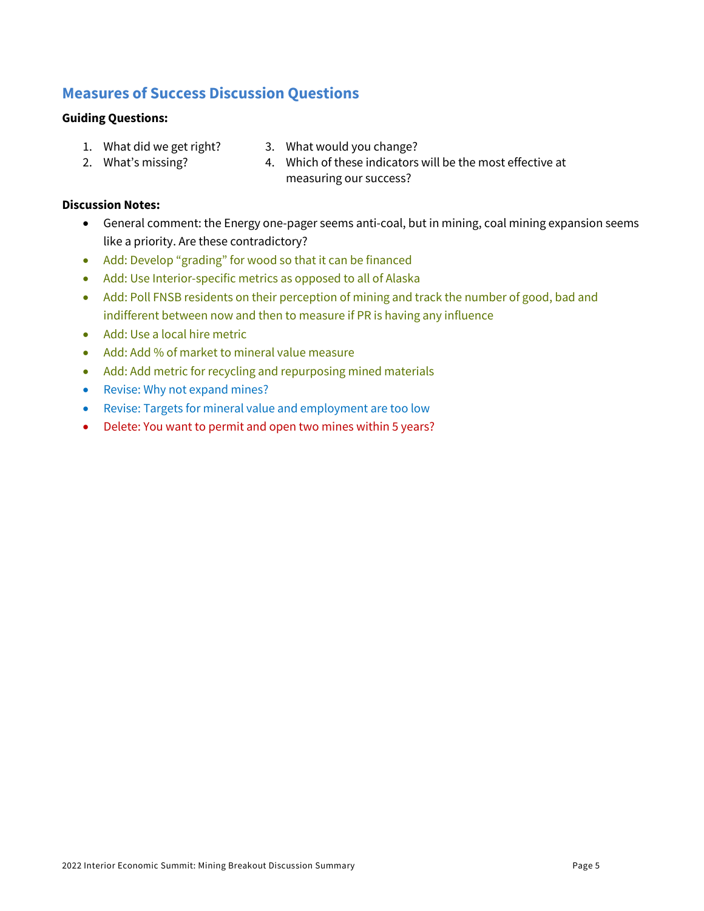## Measures of Success Discussion Questions

**Guiding Questions:**

1. What did we get right?
2. What's missing?
3. What would you change?
4. Which of these indicators will be the most effective at measuring our success?

**Discussion Notes:**

- General comment: the Energy one-pager seems anti-coal, but in mining, coal mining expansion seems like a priority. Are these contradictory?
- Add: Develop "grading" for wood so that it can be financed
- Add: Use Interior-specific metrics as opposed to all of Alaska
- Add: Poll FNSB residents on their perception of mining and track the number of good, bad and indifferent between now and then to measure if PR is having any influence
- Add: Use a local hire metric
- Add: Add % of market to mineral value measure
- Add: Add metric for recycling and repurposing mined materials
- Revise: Why not expand mines?
- Revise: Targets for mineral value and employment are too low
- Delete: You want to permit and open two mines within 5 years?